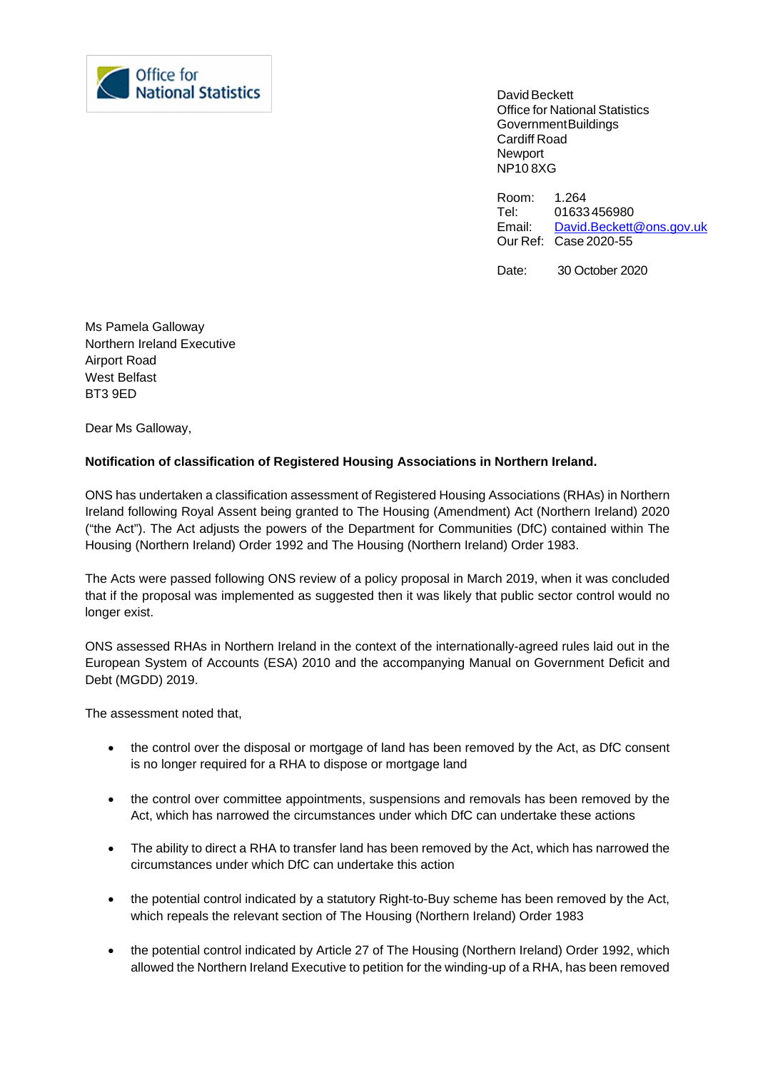Office for National Statistics

David Beckett
Office for National Statistics
Government Buildings
Cardiff Road
Newport
NP10 8XG

Room: 1.264
Tel: 01633 456980
Email: David.Beckett@ons.gov.uk
Our Ref: Case 2020-55

Date: 30 October 2020

Ms Pamela Galloway
Northern Ireland Executive
Airport Road
West Belfast
BT3 9ED

Dear Ms Galloway,

**Notification of classification of Registered Housing Associations in Northern Ireland.**

ONS has undertaken a classification assessment of Registered Housing Associations (RHAs) in Northern Ireland following Royal Assent being granted to The Housing (Amendment) Act (Northern Ireland) 2020 ("the Act"). The Act adjusts the powers of the Department for Communities (DfC) contained within The Housing (Northern Ireland) Order 1992 and The Housing (Northern Ireland) Order 1983.

The Acts were passed following ONS review of a policy proposal in March 2019, when it was concluded that if the proposal was implemented as suggested then it was likely that public sector control would no longer exist.

ONS assessed RHAs in Northern Ireland in the context of the internationally-agreed rules laid out in the European System of Accounts (ESA) 2010 and the accompanying Manual on Government Deficit and Debt (MGDD) 2019.

The assessment noted that,

- the control over the disposal or mortgage of land has been removed by the Act, as DfC consent is no longer required for a RHA to dispose or mortgage land
- the control over committee appointments, suspensions and removals has been removed by the Act, which has narrowed the circumstances under which DfC can undertake these actions
- The ability to direct a RHA to transfer land has been removed by the Act, which has narrowed the circumstances under which DfC can undertake this action
- the potential control indicated by a statutory Right-to-Buy scheme has been removed by the Act, which repeals the relevant section of The Housing (Northern Ireland) Order 1983
- the potential control indicated by Article 27 of The Housing (Northern Ireland) Order 1992, which allowed the Northern Ireland Executive to petition for the winding-up of a RHA, has been removed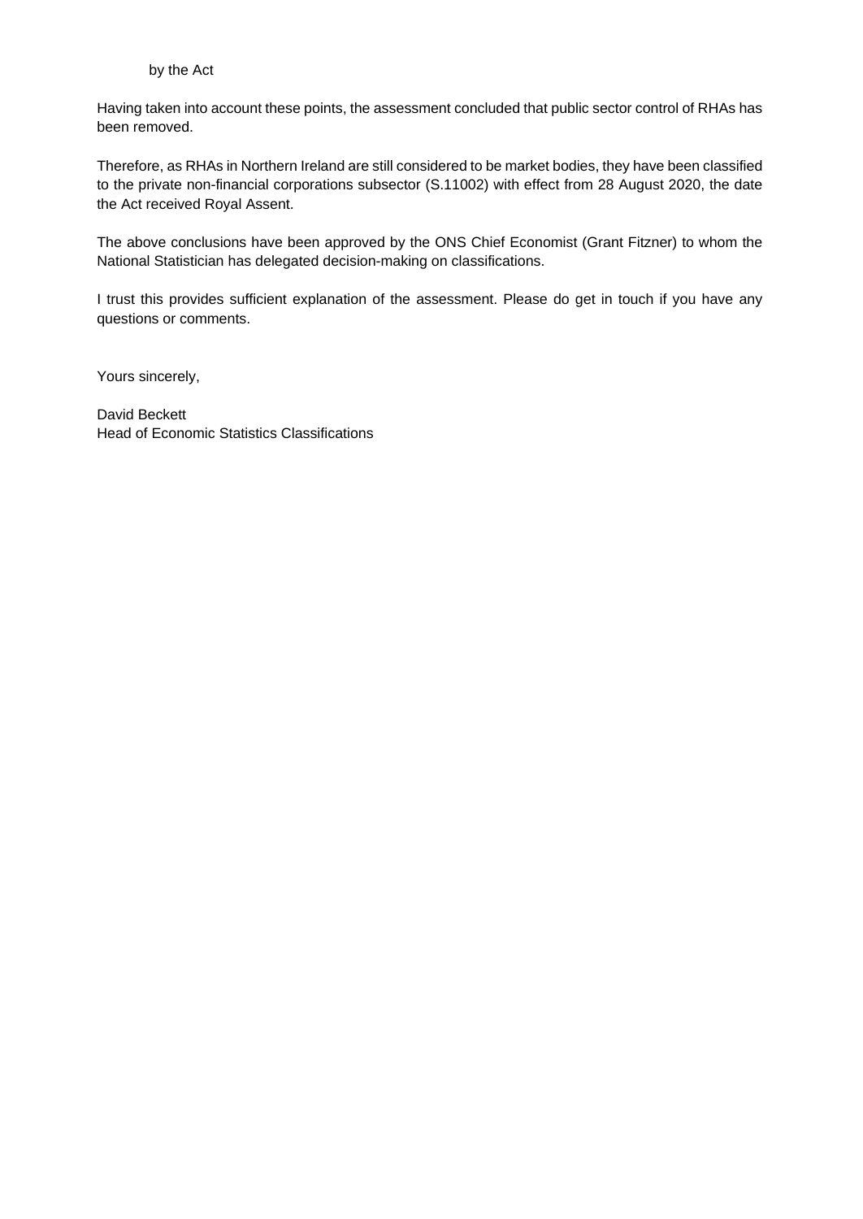by the Act

Having taken into account these points, the assessment concluded that public sector control of RHAs has been removed.

Therefore, as RHAs in Northern Ireland are still considered to be market bodies, they have been classified to the private non-financial corporations subsector (S.11002) with effect from 28 August 2020, the date the Act received Royal Assent.

The above conclusions have been approved by the ONS Chief Economist (Grant Fitzner) to whom the National Statistician has delegated decision-making on classifications.

I trust this provides sufficient explanation of the assessment. Please do get in touch if you have any questions or comments.

Yours sincerely,

David Beckett
Head of Economic Statistics Classifications